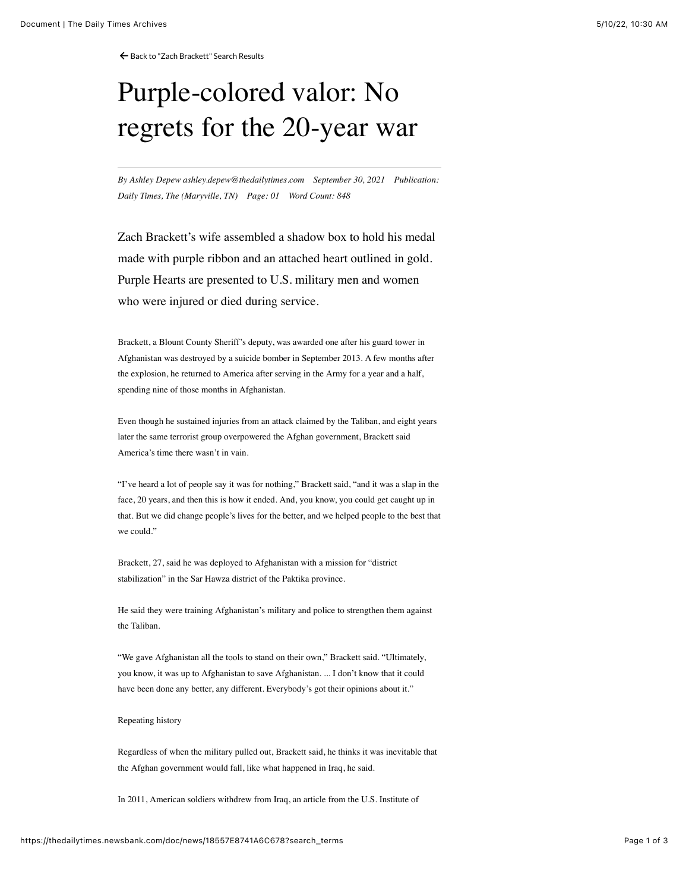← Back to "Zach Brackett" Search Results

# Purple-colored valor: No regrets for the 20-year war

*By Ashley Depew ashley.depew@thedailytimes.com September 30, 2021 Publication: Daily Times, The (Maryville, TN) Page: 01 Word Count: 848*

Zach Brackett's wife assembled a shadow box to hold his medal made with purple ribbon and an attached heart outlined in gold. Purple Hearts are presented to U.S. military men and women who were injured or died during service.

Brackett, a Blount County Sheriff's deputy, was awarded one after his guard tower in Afghanistan was destroyed by a suicide bomber in September 2013. A few months after the explosion, he returned to America after serving in the Army for a year and a half, spending nine of those months in Afghanistan.

Even though he sustained injuries from an attack claimed by the Taliban, and eight years later the same terrorist group overpowered the Afghan government, Brackett said America's time there wasn't in vain.

"I've heard a lot of people say it was for nothing," Brackett said, "and it was a slap in the face, 20 years, and then this is how it ended. And, you know, you could get caught up in that. But we did change people's lives for the better, and we helped people to the best that we could."

Brackett, 27, said he was deployed to Afghanistan with a mission for "district stabilization" in the Sar Hawza district of the Paktika province.

He said they were training Afghanistan's military and police to strengthen them against the Taliban.

"We gave Afghanistan all the tools to stand on their own," Brackett said. "Ultimately, you know, it was up to Afghanistan to save Afghanistan. ... I don't know that it could have been done any better, any different. Everybody's got their opinions about it."

Repeating history

Regardless of when the military pulled out, Brackett said, he thinks it was inevitable that the Afghan government would fall, like what happened in Iraq, he said.

In 2011, American soldiers withdrew from Iraq, an article from the U.S. Institute of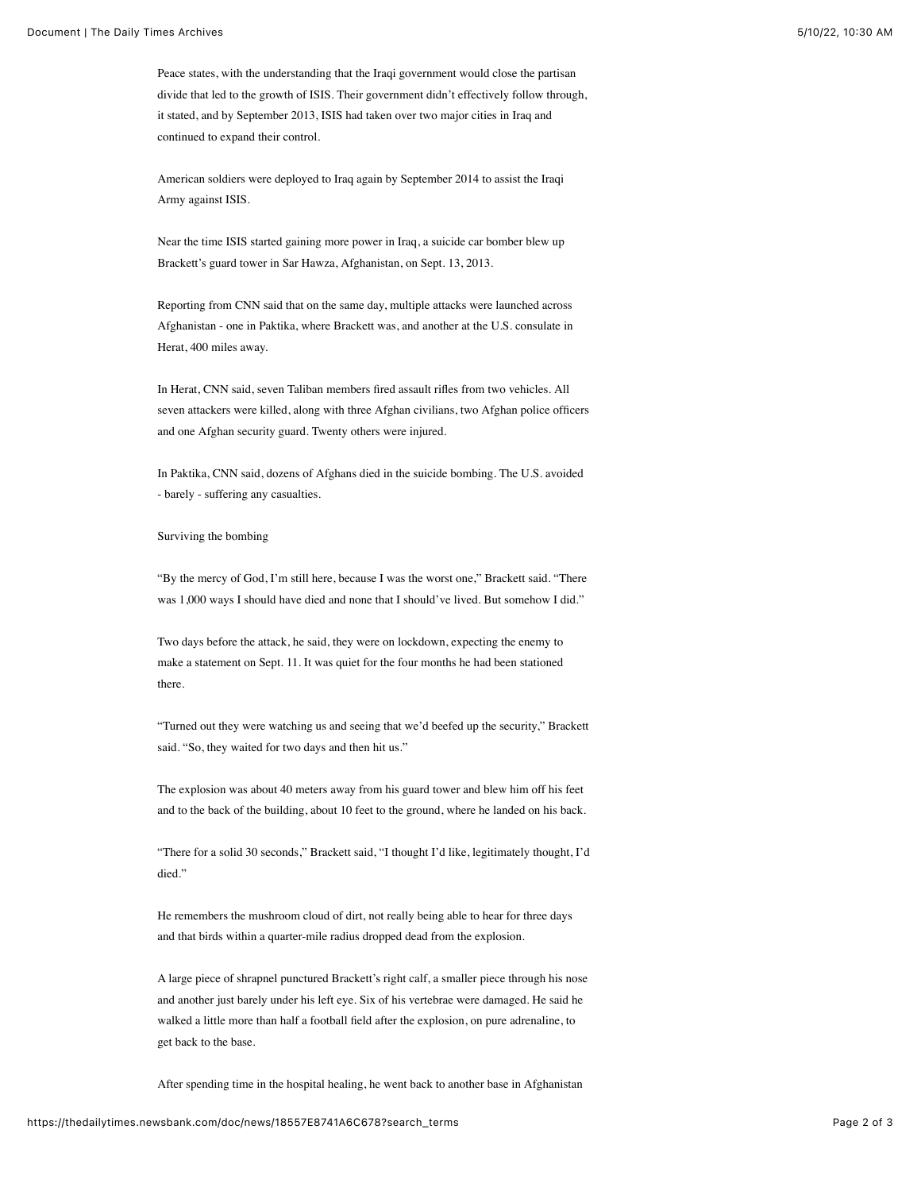Peace states, with the understanding that the Iraqi government would close the partisan divide that led to the growth of ISIS. Their government didn't effectively follow through, it stated, and by September 2013, ISIS had taken over two major cities in Iraq and continued to expand their control.

American soldiers were deployed to Iraq again by September 2014 to assist the Iraqi Army against ISIS.

Near the time ISIS started gaining more power in Iraq, a suicide car bomber blew up Brackett's guard tower in Sar Hawza, Afghanistan, on Sept. 13, 2013.

Reporting from CNN said that on the same day, multiple attacks were launched across Afghanistan - one in Paktika, where Brackett was, and another at the U.S. consulate in Herat, 400 miles away.

In Herat, CNN said, seven Taliban members fired assault rifles from two vehicles. All seven attackers were killed, along with three Afghan civilians, two Afghan police officers and one Afghan security guard. Twenty others were injured.

In Paktika, CNN said, dozens of Afghans died in the suicide bombing. The U.S. avoided - barely - suffering any casualties.

Surviving the bombing

"By the mercy of God, I'm still here, because I was the worst one," Brackett said. "There was 1,000 ways I should have died and none that I should've lived. But somehow I did."

Two days before the attack, he said, they were on lockdown, expecting the enemy to make a statement on Sept. 11. It was quiet for the four months he had been stationed there.

"Turned out they were watching us and seeing that we'd beefed up the security," Brackett said. "So, they waited for two days and then hit us."

The explosion was about 40 meters away from his guard tower and blew him off his feet and to the back of the building, about 10 feet to the ground, where he landed on his back.

"There for a solid 30 seconds," Brackett said, "I thought I'd like, legitimately thought, I'd died."

He remembers the mushroom cloud of dirt, not really being able to hear for three days and that birds within a quarter-mile radius dropped dead from the explosion.

A large piece of shrapnel punctured Brackett's right calf, a smaller piece through his nose and another just barely under his left eye. Six of his vertebrae were damaged. He said he walked a little more than half a football field after the explosion, on pure adrenaline, to get back to the base.

After spending time in the hospital healing, he went back to another base in Afghanistan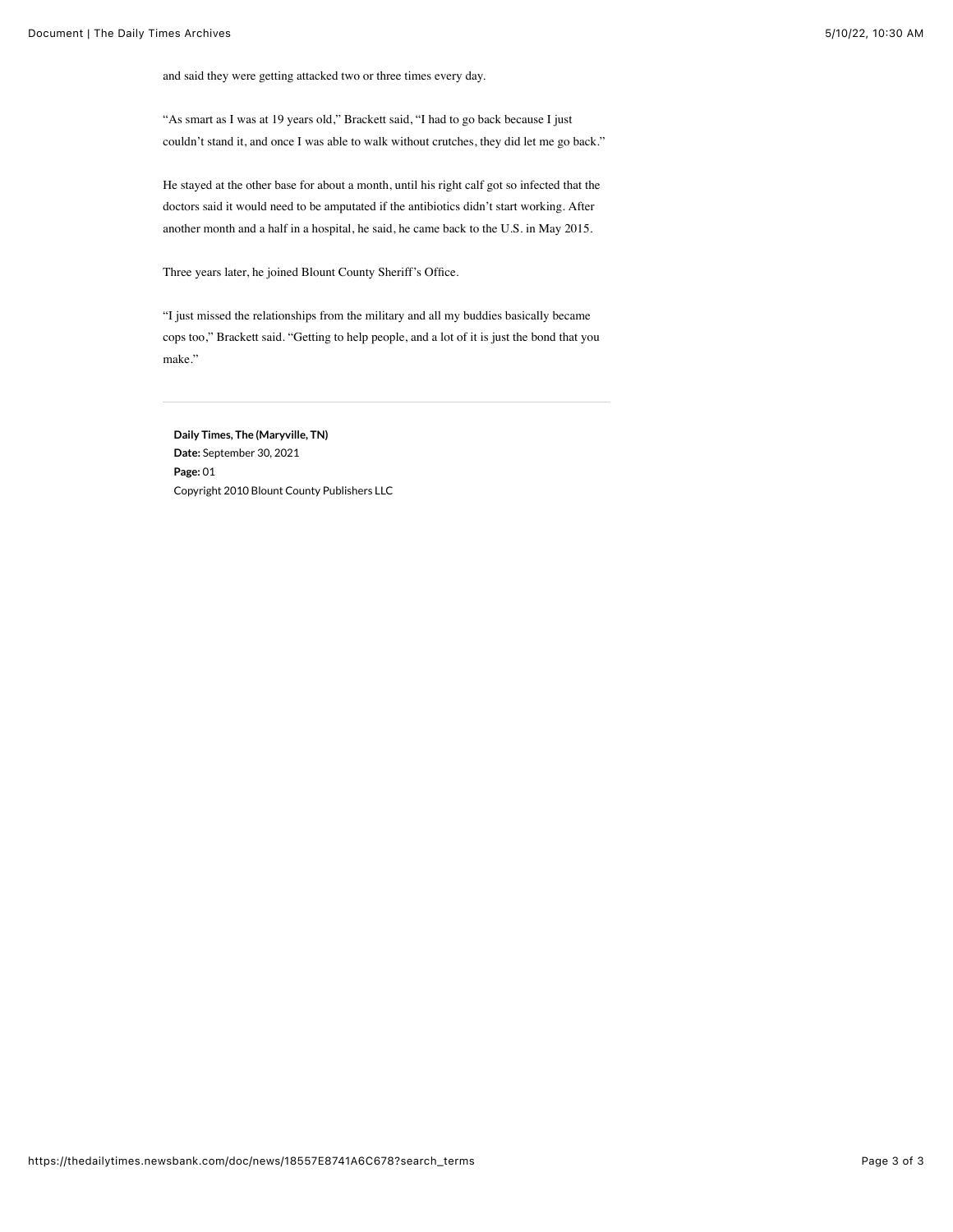and said they were getting attacked two or three times every day.

"As smart as I was at 19 years old," Brackett said, "I had to go back because I just couldn't stand it, and once I was able to walk without crutches, they did let me go back."

He stayed at the other base for about a month, until his right calf got so infected that the doctors said it would need to be amputated if the antibiotics didn't start working. After another month and a half in a hospital, he said, he came back to the U.S. in May 2015.

Three years later, he joined Blount County Sheriff's Office.

"I just missed the relationships from the military and all my buddies basically became cops too," Brackett said. "Getting to help people, and a lot of it is just the bond that you make."

---

**Daily Times, The (Maryville, TN)**
**Date:** September 30, 2021
**Page:** 01
Copyright 2010 Blount County Publishers LLC